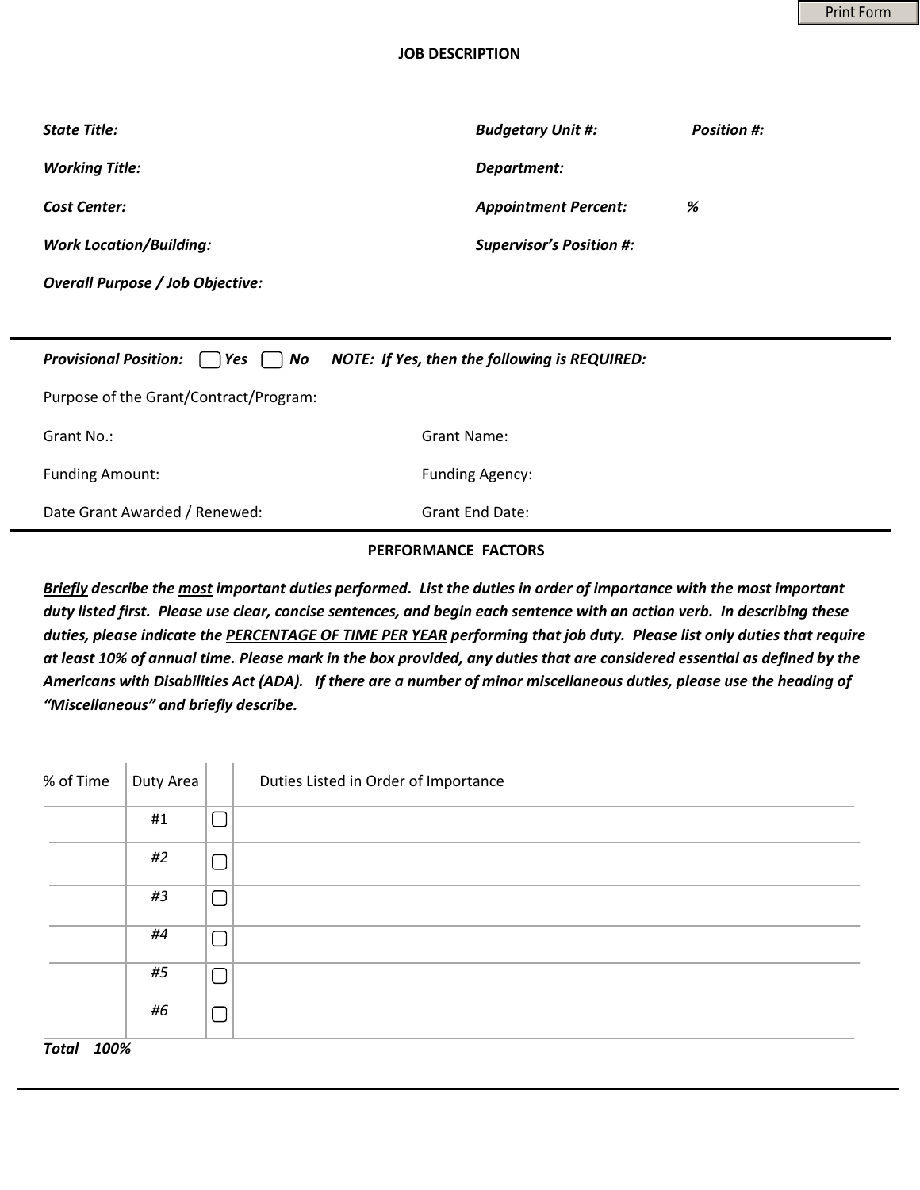# JOB DESCRIPTION

***State Title:*** 

***Budgetary Unit #:*** 

***Position #:***

***Working Title:*** 

***Department:***

***Cost Center:*** 

***Appointment Percent:*** %

***Work Location/Building:*** 

***Supervisor's Position #:***

***Overall Purpose / Job Objective:***

---

***Provisional Position:*** ☐ ***Yes*** ☐ ***No*** ***NOTE: If Yes, then the following is REQUIRED:***

Purpose of the Grant/Contract/Program:

Grant No.: 

Grant Name:

Funding Amount: 

Funding Agency:

Date Grant Awarded / Renewed: 

Grant End Date:

---

## PERFORMANCE FACTORS

***Briefly** describe the **most** important duties performed. List the duties in order of importance with the most important duty listed first. Please use clear, concise sentences, and begin each sentence with an action verb. In describing these duties, please indicate the **PERCENTAGE OF TIME PER YEAR** performing that job duty. Please list only duties that require at least 10% of annual time. Please mark in the box provided, any duties that are considered essential as defined by the Americans with Disabilities Act (ADA). If there are a number of minor miscellaneous duties, please use the heading of "Miscellaneous" and briefly describe.*

| % of Time | Duty Area | | Duties Listed in Order of Importance |
|---|---|---|---|
| | #1 | ☐ | |
| | *#2* | ☐ | |
| | *#3* | ☐ | |
| | *#4* | ☐ | |
| | *#5* | ☐ | |
| | *#6* | ☐ | |

***Total 100%***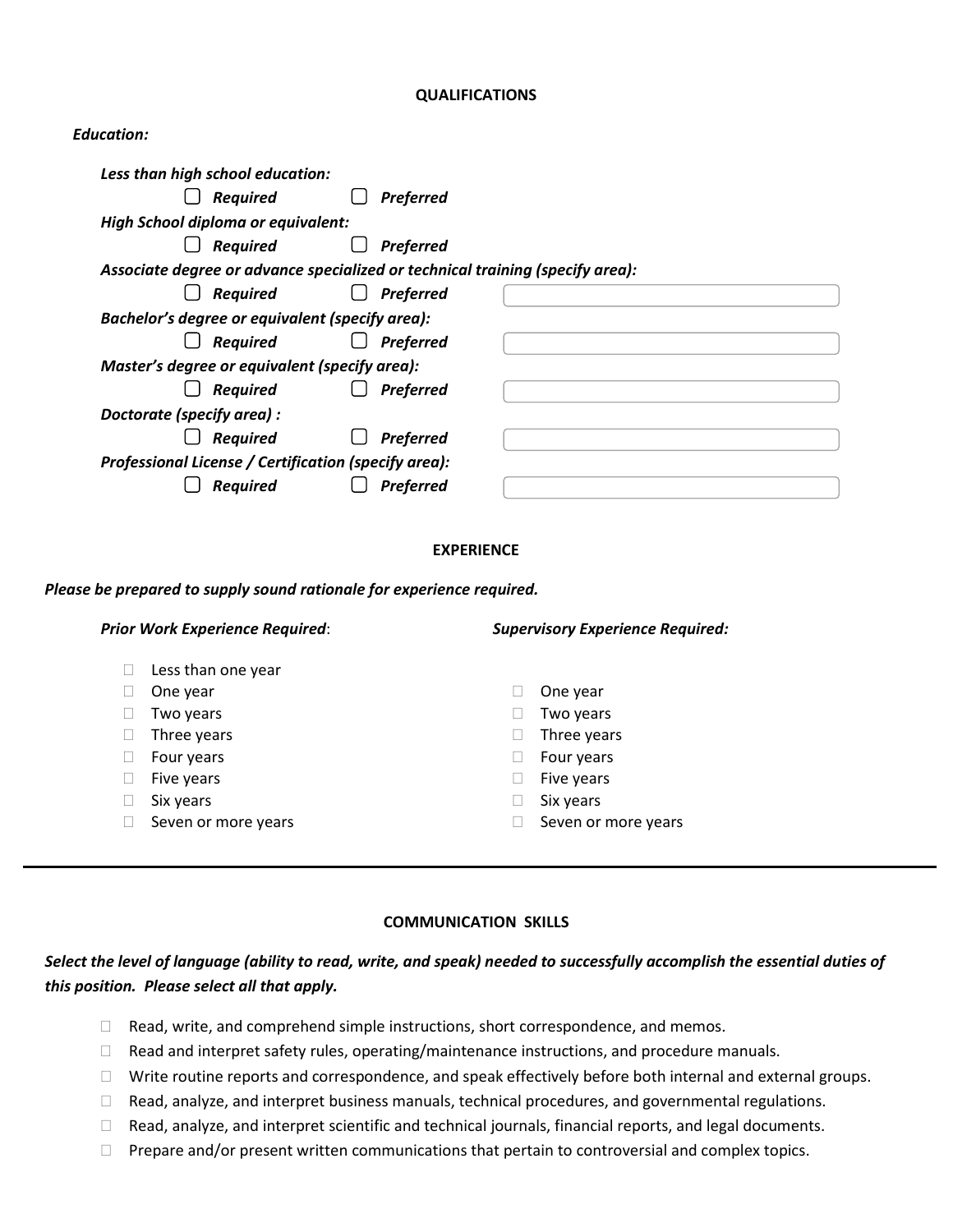## QUALIFICATIONS

***Education:***

***Less than high school education:***

☐ ***Required*** ☐ ***Preferred***

***High School diploma or equivalent:***

☐ ***Required*** ☐ ***Preferred***

***Associate degree or advance specialized or technical training (specify area):***

☐ ***Required*** ☐ ***Preferred***

***Bachelor's degree or equivalent (specify area):***

☐ ***Required*** ☐ ***Preferred***

***Master's degree or equivalent (specify area):***

☐ ***Required*** ☐ ***Preferred***

***Doctorate (specify area) :***

☐ ***Required*** ☐ ***Preferred***

***Professional License / Certification (specify area):***

☐ ***Required*** ☐ ***Preferred***

## EXPERIENCE

***Please be prepared to supply sound rationale for experience required.***

***Prior Work Experience Required***:

- ☐ Less than one year
- ☐ One year
- ☐ Two years
- ☐ Three years
- ☐ Four years
- ☐ Five years
- ☐ Six years
- ☐ Seven or more years

***Supervisory Experience Required:***

- ☐ One year
- ☐ Two years
- ☐ Three years
- ☐ Four years
- ☐ Five years
- ☐ Six years
- ☐ Seven or more years

---

## COMMUNICATION SKILLS

***Select the level of language (ability to read, write, and speak) needed to successfully accomplish the essential duties of this position. Please select all that apply.***

- ☐ Read, write, and comprehend simple instructions, short correspondence, and memos.
- ☐ Read and interpret safety rules, operating/maintenance instructions, and procedure manuals.
- ☐ Write routine reports and correspondence, and speak effectively before both internal and external groups.
- ☐ Read, analyze, and interpret business manuals, technical procedures, and governmental regulations.
- ☐ Read, analyze, and interpret scientific and technical journals, financial reports, and legal documents.
- ☐ Prepare and/or present written communications that pertain to controversial and complex topics.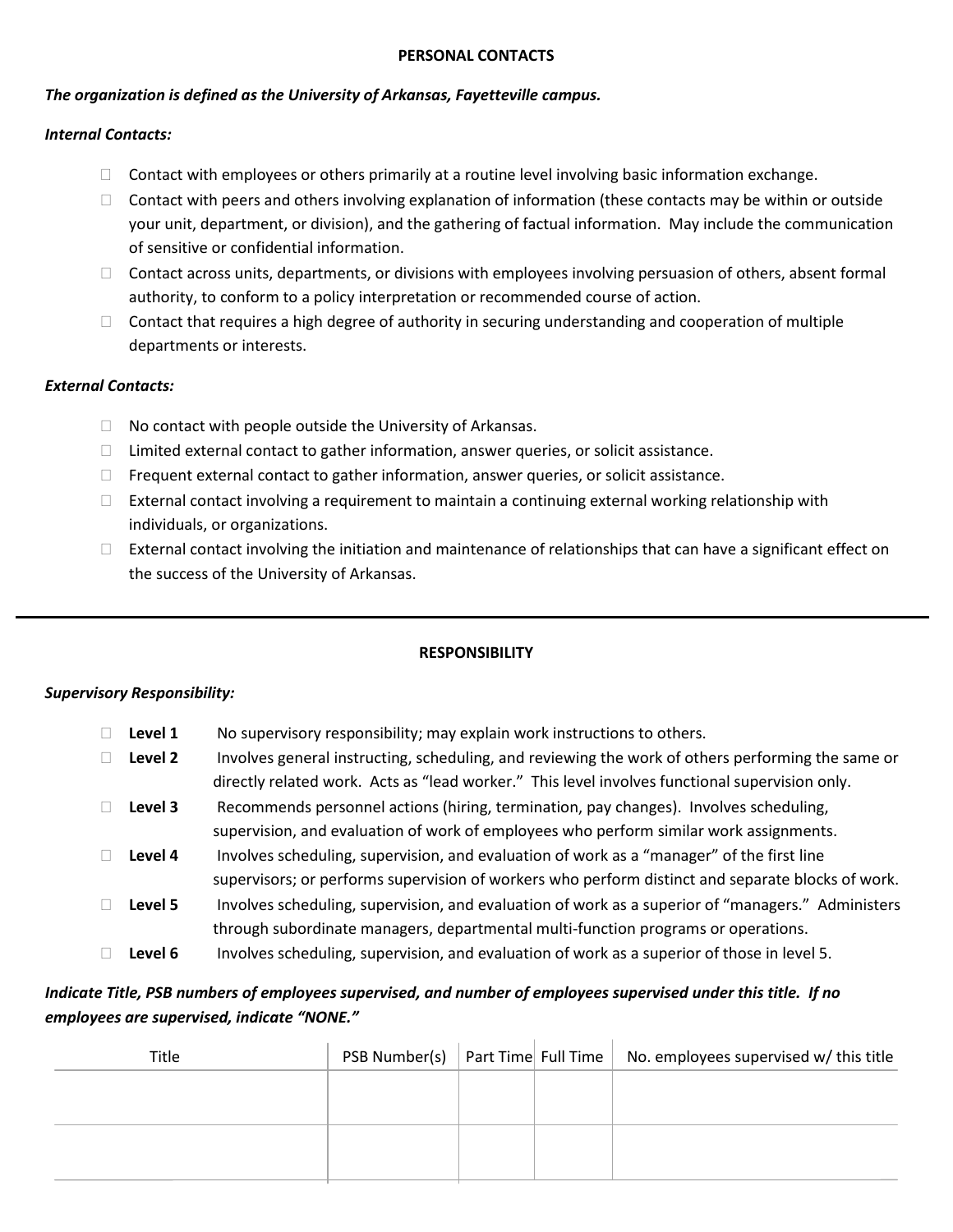**PERSONAL CONTACTS**

***The organization is defined as the University of Arkansas, Fayetteville campus.***

***Internal Contacts:***

- ☐ Contact with employees or others primarily at a routine level involving basic information exchange.
- ☐ Contact with peers and others involving explanation of information (these contacts may be within or outside your unit, department, or division), and the gathering of factual information. May include the communication of sensitive or confidential information.
- ☐ Contact across units, departments, or divisions with employees involving persuasion of others, absent formal authority, to conform to a policy interpretation or recommended course of action.
- ☐ Contact that requires a high degree of authority in securing understanding and cooperation of multiple departments or interests.

***External Contacts:***

- ☐ No contact with people outside the University of Arkansas.
- ☐ Limited external contact to gather information, answer queries, or solicit assistance.
- ☐ Frequent external contact to gather information, answer queries, or solicit assistance.
- ☐ External contact involving a requirement to maintain a continuing external working relationship with individuals, or organizations.
- ☐ External contact involving the initiation and maintenance of relationships that can have a significant effect on the success of the University of Arkansas.

---

**RESPONSIBILITY**

***Supervisory Responsibility:***

- ☐ **Level 1** No supervisory responsibility; may explain work instructions to others.
- ☐ **Level 2** Involves general instructing, scheduling, and reviewing the work of others performing the same or directly related work. Acts as "lead worker." This level involves functional supervision only.
- ☐ **Level 3** Recommends personnel actions (hiring, termination, pay changes). Involves scheduling, supervision, and evaluation of work of employees who perform similar work assignments.
- ☐ **Level 4** Involves scheduling, supervision, and evaluation of work as a "manager" of the first line supervisors; or performs supervision of workers who perform distinct and separate blocks of work.
- ☐ **Level 5** Involves scheduling, supervision, and evaluation of work as a superior of "managers." Administers through subordinate managers, departmental multi-function programs or operations.
- ☐ **Level 6** Involves scheduling, supervision, and evaluation of work as a superior of those in level 5.

***Indicate Title, PSB numbers of employees supervised, and number of employees supervised under this title. If no employees are supervised, indicate "NONE."***

| Title | PSB Number(s) | Part Time | Full Time | No. employees supervised w/ this title |
|---|---|---|---|---|
| | | | | |
| | | | | |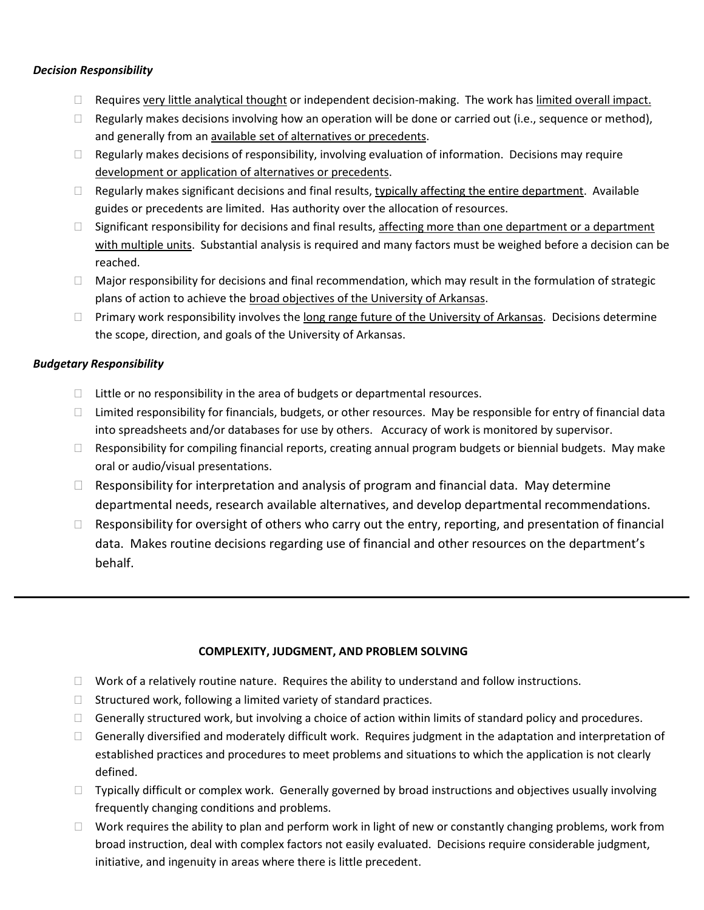***Decision Responsibility***

- ☐ Requires <u>very little analytical thought</u> or independent decision-making. The work has <u>limited overall impact.</u>
- ☐ Regularly makes decisions involving how an operation will be done or carried out (i.e., sequence or method), and generally from an <u>available set of alternatives or precedents</u>.
- ☐ Regularly makes decisions of responsibility, involving evaluation of information. Decisions may require <u>development or application of alternatives or precedents</u>.
- ☐ Regularly makes significant decisions and final results, <u>typically affecting the entire department</u>. Available guides or precedents are limited. Has authority over the allocation of resources.
- ☐ Significant responsibility for decisions and final results, <u>affecting more than one department or a department with multiple units</u>. Substantial analysis is required and many factors must be weighed before a decision can be reached.
- ☐ Major responsibility for decisions and final recommendation, which may result in the formulation of strategic plans of action to achieve the <u>broad objectives of the University of Arkansas</u>.
- ☐ Primary work responsibility involves the <u>long range future of the University of Arkansas</u>. Decisions determine the scope, direction, and goals of the University of Arkansas.

***Budgetary Responsibility***

- ☐ Little or no responsibility in the area of budgets or departmental resources.
- ☐ Limited responsibility for financials, budgets, or other resources. May be responsible for entry of financial data into spreadsheets and/or databases for use by others. Accuracy of work is monitored by supervisor.
- ☐ Responsibility for compiling financial reports, creating annual program budgets or biennial budgets. May make oral or audio/visual presentations.
- ☐ Responsibility for interpretation and analysis of program and financial data. May determine departmental needs, research available alternatives, and develop departmental recommendations.
- ☐ Responsibility for oversight of others who carry out the entry, reporting, and presentation of financial data. Makes routine decisions regarding use of financial and other resources on the department's behalf.

---

**COMPLEXITY, JUDGMENT, AND PROBLEM SOLVING**

- ☐ Work of a relatively routine nature. Requires the ability to understand and follow instructions.
- ☐ Structured work, following a limited variety of standard practices.
- ☐ Generally structured work, but involving a choice of action within limits of standard policy and procedures.
- ☐ Generally diversified and moderately difficult work. Requires judgment in the adaptation and interpretation of established practices and procedures to meet problems and situations to which the application is not clearly defined.
- ☐ Typically difficult or complex work. Generally governed by broad instructions and objectives usually involving frequently changing conditions and problems.
- ☐ Work requires the ability to plan and perform work in light of new or constantly changing problems, work from broad instruction, deal with complex factors not easily evaluated. Decisions require considerable judgment, initiative, and ingenuity in areas where there is little precedent.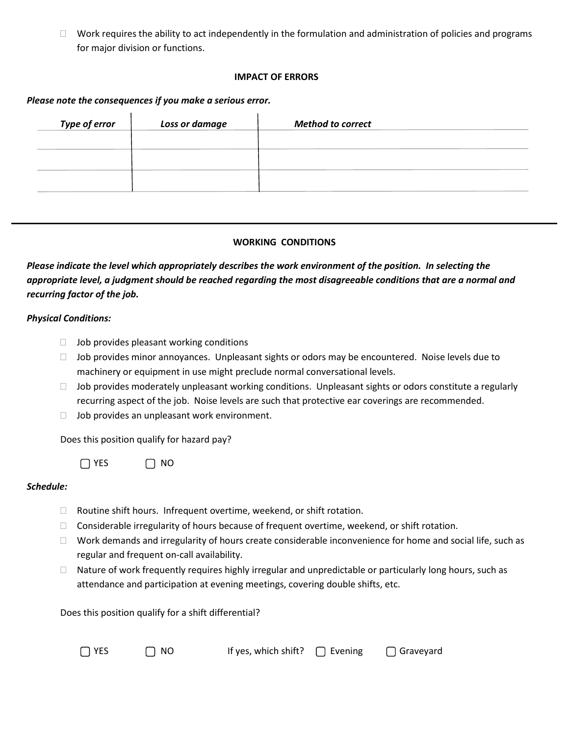- ☐ Work requires the ability to act independently in the formulation and administration of policies and programs for major division or functions.

**IMPACT OF ERRORS**

***Please note the consequences if you make a serious error.***

| *Type of error* | *Loss or damage* | *Method to correct* |
| --- | --- | --- |
| | | |
| | | |
| | | |

---

**WORKING CONDITIONS**

***Please indicate the level which appropriately describes the work environment of the position. In selecting the appropriate level, a judgment should be reached regarding the most disagreeable conditions that are a normal and recurring factor of the job.***

***Physical Conditions:***

- ☐ Job provides pleasant working conditions
- ☐ Job provides minor annoyances. Unpleasant sights or odors may be encountered. Noise levels due to machinery or equipment in use might preclude normal conversational levels.
- ☐ Job provides moderately unpleasant working conditions. Unpleasant sights or odors constitute a regularly recurring aspect of the job. Noise levels are such that protective ear coverings are recommended.
- ☐ Job provides an unpleasant work environment.

Does this position qualify for hazard pay?

☐ YES ☐ NO

***Schedule:***

- ☐ Routine shift hours. Infrequent overtime, weekend, or shift rotation.
- ☐ Considerable irregularity of hours because of frequent overtime, weekend, or shift rotation.
- ☐ Work demands and irregularity of hours create considerable inconvenience for home and social life, such as regular and frequent on-call availability.
- ☐ Nature of work frequently requires highly irregular and unpredictable or particularly long hours, such as attendance and participation at evening meetings, covering double shifts, etc.

Does this position qualify for a shift differential?

☐ YES ☐ NO If yes, which shift? ☐ Evening ☐ Graveyard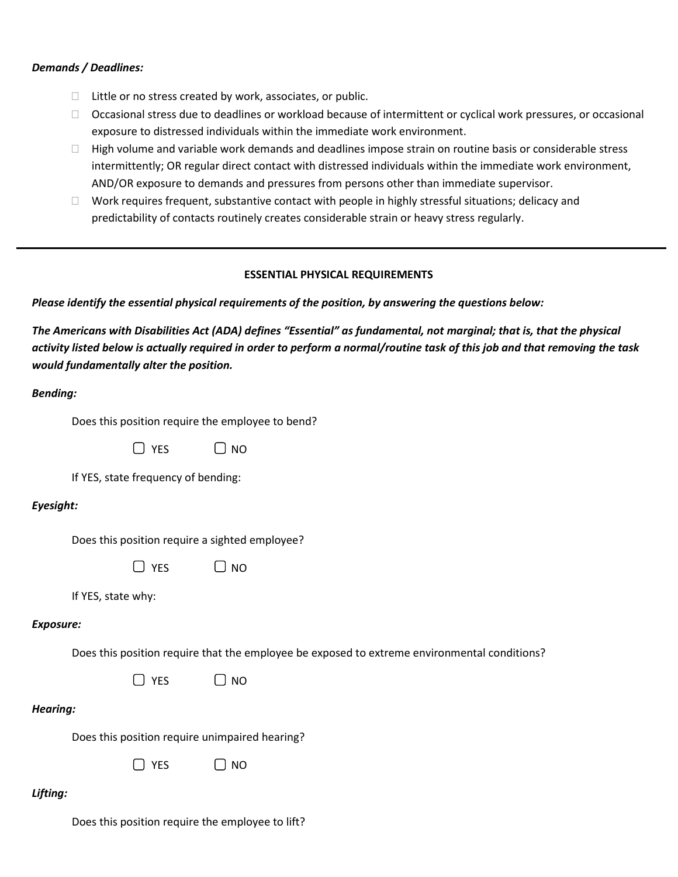***Demands / Deadlines:***

- ☐ Little or no stress created by work, associates, or public.
- ☐ Occasional stress due to deadlines or workload because of intermittent or cyclical work pressures, or occasional exposure to distressed individuals within the immediate work environment.
- ☐ High volume and variable work demands and deadlines impose strain on routine basis or considerable stress intermittently; OR regular direct contact with distressed individuals within the immediate work environment, AND/OR exposure to demands and pressures from persons other than immediate supervisor.
- ☐ Work requires frequent, substantive contact with people in highly stressful situations; delicacy and predictability of contacts routinely creates considerable strain or heavy stress regularly.

---

**ESSENTIAL PHYSICAL REQUIREMENTS**

***Please identify the essential physical requirements of the position, by answering the questions below:***

***The Americans with Disabilities Act (ADA) defines "Essential" as fundamental, not marginal; that is, that the physical activity listed below is actually required in order to perform a normal/routine task of this job and that removing the task would fundamentally alter the position.***

***Bending:***

Does this position require the employee to bend?

☐ YES ☐ NO

If YES, state frequency of bending:

***Eyesight:***

Does this position require a sighted employee?

☐ YES ☐ NO

If YES, state why:

***Exposure:***

Does this position require that the employee be exposed to extreme environmental conditions?

☐ YES ☐ NO

***Hearing:***

Does this position require unimpaired hearing?

☐ YES ☐ NO

***Lifting:***

Does this position require the employee to lift?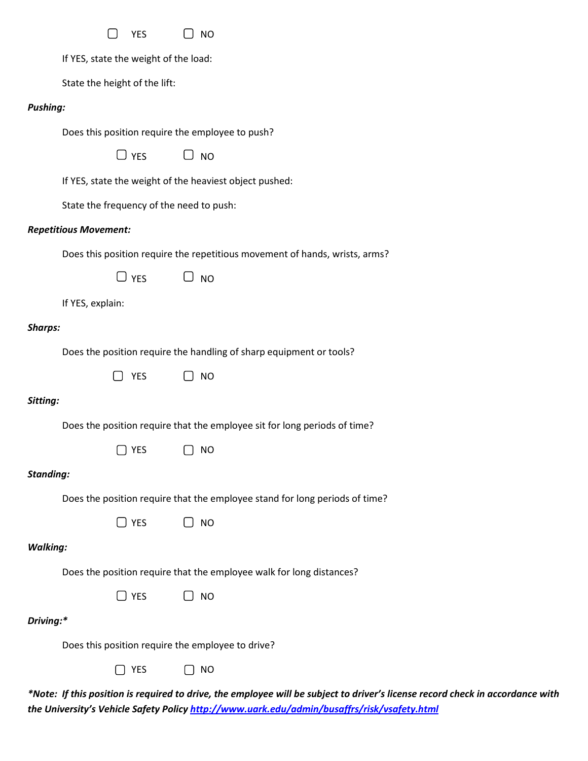☐ YES ☐ NO

If YES, state the weight of the load:

State the height of the lift:

***Pushing:***

Does this position require the employee to push?

☐ YES ☐ NO

If YES, state the weight of the heaviest object pushed:

State the frequency of the need to push:

***Repetitious Movement:***

Does this position require the repetitious movement of hands, wrists, arms?

☐ YES ☐ NO

If YES, explain:

***Sharps:***

Does the position require the handling of sharp equipment or tools?

☐ YES ☐ NO

***Sitting:***

Does the position require that the employee sit for long periods of time?

☐ YES ☐ NO

***Standing:***

Does the position require that the employee stand for long periods of time?

☐ YES ☐ NO

***Walking:***

Does the position require that the employee walk for long distances?

☐ YES ☐ NO

***Driving:****

Does this position require the employee to drive?

☐ YES ☐ NO

***\*Note: If this position is required to drive, the employee will be subject to driver's license record check in accordance with the University's Vehicle Safety Policy [http://www.uark.edu/admin/busaffrs/risk/vsafety.html](http://www.uark.edu/admin/busaffrs/risk/vsafety.html)***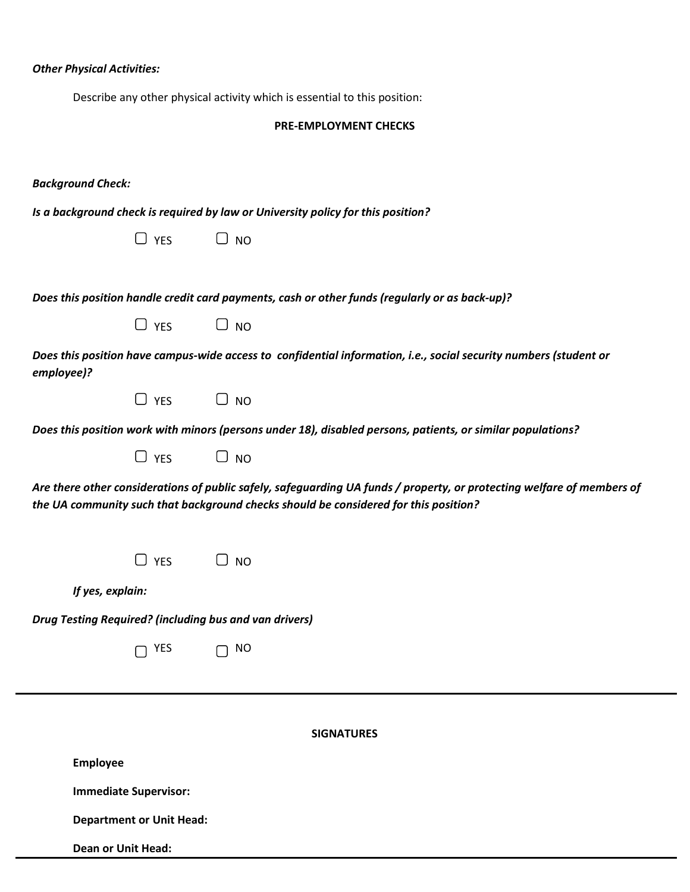***Other Physical Activities:***

Describe any other physical activity which is essential to this position:

**PRE-EMPLOYMENT CHECKS**

***Background Check:***

***Is a background check is required by law or University policy for this position?***

☐ YES ☐ NO

***Does this position handle credit card payments, cash or other funds (regularly or as back-up)?***

☐ YES ☐ NO

***Does this position have campus-wide access to confidential information, i.e., social security numbers (student or employee)?***

☐ YES ☐ NO

***Does this position work with minors (persons under 18), disabled persons, patients, or similar populations?***

☐ YES ☐ NO

***Are there other considerations of public safely, safeguarding UA funds / property, or protecting welfare of members of the UA community such that background checks should be considered for this position?***

☐ YES ☐ NO

***If yes, explain:***

***Drug Testing Required? (including bus and van drivers)***

☐ YES ☐ NO

---

**SIGNATURES**

**Employee**

**Immediate Supervisor:**

**Department or Unit Head:**

**Dean or Unit Head:**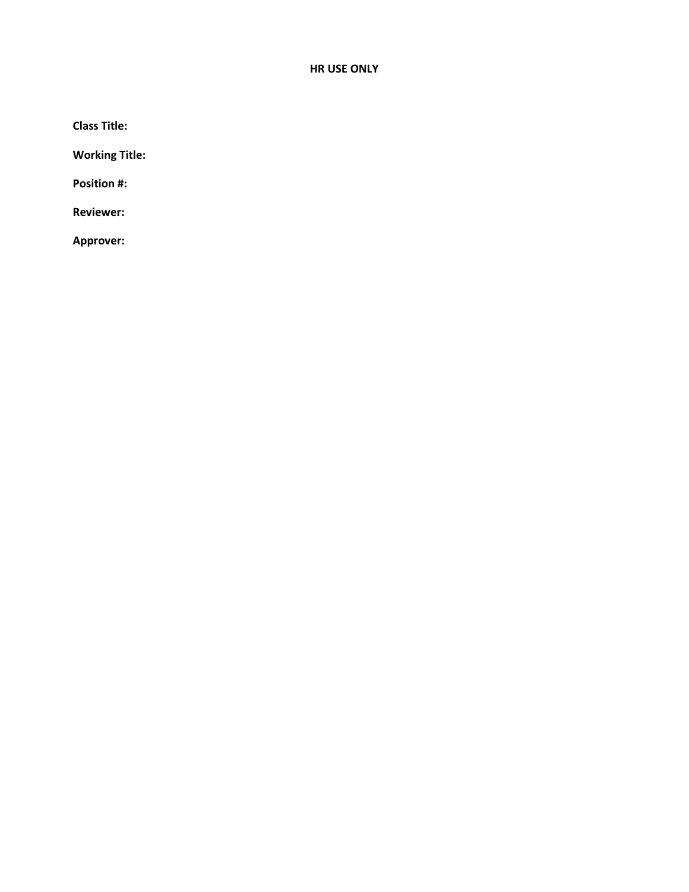**HR USE ONLY**

**Class Title:**

**Working Title:**

**Position #:**

**Reviewer:**

**Approver:**